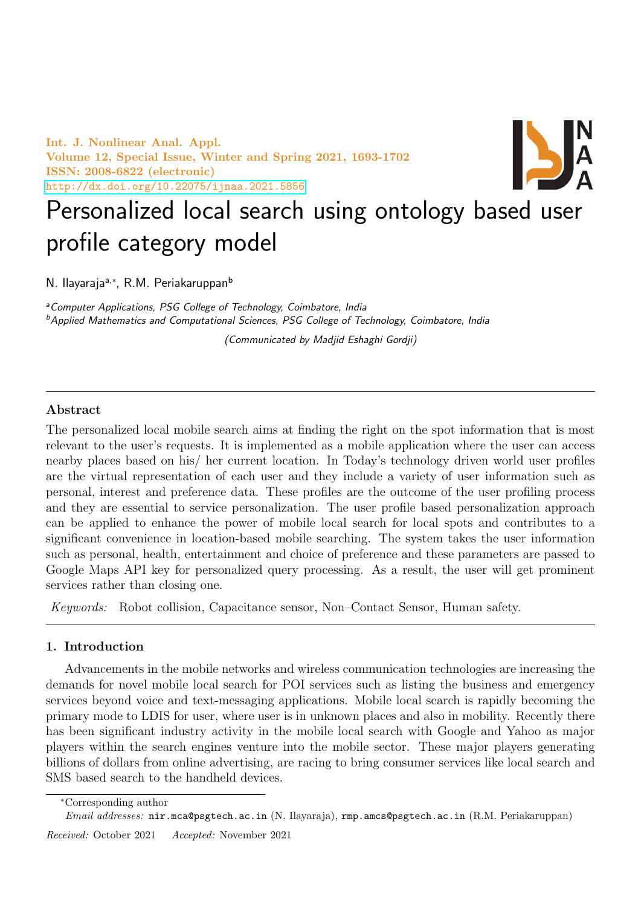# Personalized local search using ontology based user profile category model

N. Ilayaraja[a,*], R.M. Periakaruppan[b]

[a]*Computer Applications, PSG College of Technology, Coimbatore, India*

[b]*Applied Mathematics and Computational Sciences, PSG College of Technology, Coimbatore, India*

*(Communicated by Madjid Eshaghi Gordji)*

## Abstract

The personalized local mobile search aims at finding the right on the spot information that is most relevant to the user's requests. It is implemented as a mobile application where the user can access nearby places based on his/ her current location. In Today's technology driven world user profiles are the virtual representation of each user and they include a variety of user information such as personal, interest and preference data. These profiles are the outcome of the user profiling process and they are essential to service personalization. The user profile based personalization approach can be applied to enhance the power of mobile local search for local spots and contributes to a significant convenience in location-based mobile searching. The system takes the user information such as personal, health, entertainment and choice of preference and these parameters are passed to Google Maps API key for personalized query processing. As a result, the user will get prominent services rather than closing one.

*Keywords:* Robot collision, Capacitance sensor, Non–Contact Sensor, Human safety.

## 1. Introduction

Advancements in the mobile networks and wireless communication technologies are increasing the demands for novel mobile local search for POI services such as listing the business and emergency services beyond voice and text-messaging applications. Mobile local search is rapidly becoming the primary mode to LDIS for user, where user is in unknown places and also in mobility. Recently there has been significant industry activity in the mobile local search with Google and Yahoo as major players within the search engines venture into the mobile sector. These major players generating billions of dollars from online advertising, are racing to bring consumer services like local search and SMS based search to the handheld devices.

*Corresponding author

*Email addresses:* nir.mca@psgtech.ac.in (N. Ilayaraja), rmp.amcs@psgtech.ac.in (R.M. Periakaruppan)

*Received:* October 2021 *Accepted:* November 2021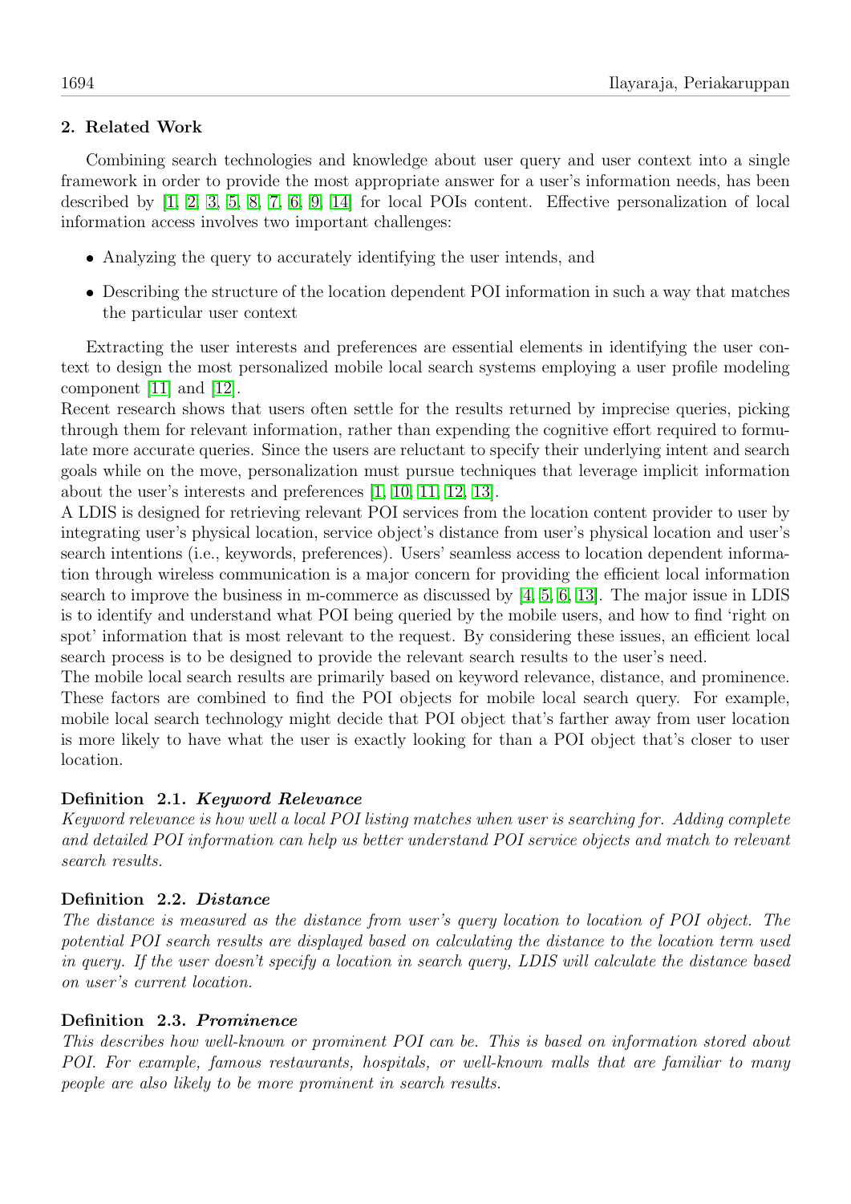## 2. Related Work

Combining search technologies and knowledge about user query and user context into a single framework in order to provide the most appropriate answer for a user's information needs, has been described by [1, 2, 3, 5, 8, 7, 6, 9, 14] for local POIs content. Effective personalization of local information access involves two important challenges:

- Analyzing the query to accurately identifying the user intends, and
- Describing the structure of the location dependent POI information in such a way that matches the particular user context

Extracting the user interests and preferences are essential elements in identifying the user context to design the most personalized mobile local search systems employing a user profile modeling component [11] and [12].

Recent research shows that users often settle for the results returned by imprecise queries, picking through them for relevant information, rather than expending the cognitive effort required to formulate more accurate queries. Since the users are reluctant to specify their underlying intent and search goals while on the move, personalization must pursue techniques that leverage implicit information about the user's interests and preferences [1, 10, 11, 12, 13].

A LDIS is designed for retrieving relevant POI services from the location content provider to user by integrating user's physical location, service object's distance from user's physical location and user's search intentions (i.e., keywords, preferences). Users' seamless access to location dependent information through wireless communication is a major concern for providing the efficient local information search to improve the business in m-commerce as discussed by [4, 5, 6, 13]. The major issue in LDIS is to identify and understand what POI being queried by the mobile users, and how to find 'right on spot' information that is most relevant to the request. By considering these issues, an efficient local search process is to be designed to provide the relevant search results to the user's need.

The mobile local search results are primarily based on keyword relevance, distance, and prominence. These factors are combined to find the POI objects for mobile local search query. For example, mobile local search technology might decide that POI object that's farther away from user location is more likely to have what the user is exactly looking for than a POI object that's closer to user location.

**Definition 2.1.** ***Keyword Relevance***
*Keyword relevance is how well a local POI listing matches when user is searching for. Adding complete and detailed POI information can help us better understand POI service objects and match to relevant search results.*

**Definition 2.2.** ***Distance***
*The distance is measured as the distance from user's query location to location of POI object. The potential POI search results are displayed based on calculating the distance to the location term used in query. If the user doesn't specify a location in search query, LDIS will calculate the distance based on user's current location.*

**Definition 2.3.** ***Prominence***
*This describes how well-known or prominent POI can be. This is based on information stored about POI. For example, famous restaurants, hospitals, or well-known malls that are familiar to many people are also likely to be more prominent in search results.*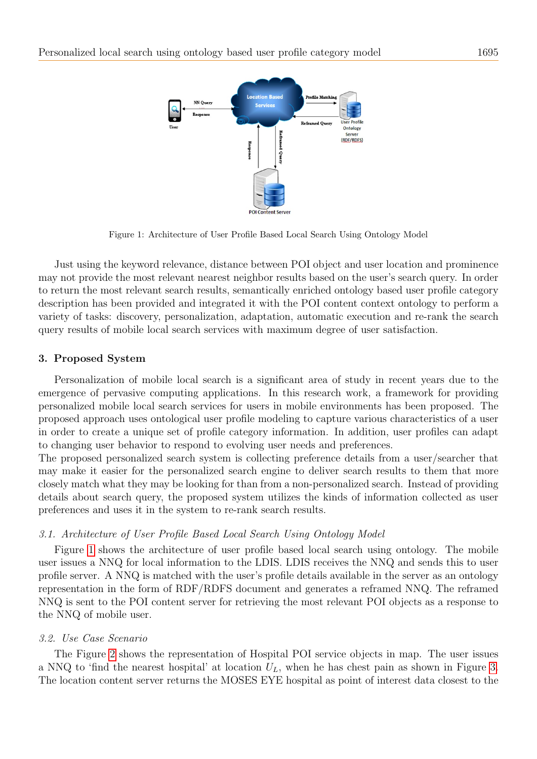Figure 1: Architecture of User Profile Based Local Search Using Ontology Model

Just using the keyword relevance, distance between POI object and user location and prominence may not provide the most relevant nearest neighbor results based on the user's search query. In order to return the most relevant search results, semantically enriched ontology based user profile category description has been provided and integrated it with the POI content context ontology to perform a variety of tasks: discovery, personalization, adaptation, automatic execution and re-rank the search query results of mobile local search services with maximum degree of user satisfaction.

## 3. Proposed System

Personalization of mobile local search is a significant area of study in recent years due to the emergence of pervasive computing applications. In this research work, a framework for providing personalized mobile local search services for users in mobile environments has been proposed. The proposed approach uses ontological user profile modeling to capture various characteristics of a user in order to create a unique set of profile category information. In addition, user profiles can adapt to changing user behavior to respond to evolving user needs and preferences.

The proposed personalized search system is collecting preference details from a user/searcher that may make it easier for the personalized search engine to deliver search results to them that more closely match what they may be looking for than from a non-personalized search. Instead of providing details about search query, the proposed system utilizes the kinds of information collected as user preferences and uses it in the system to re-rank search results.

### *3.1. Architecture of User Profile Based Local Search Using Ontology Model*

Figure 1 shows the architecture of user profile based local search using ontology. The mobile user issues a NNQ for local information to the LDIS. LDIS receives the NNQ and sends this to user profile server. A NNQ is matched with the user's profile details available in the server as an ontology representation in the form of RDF/RDFS document and generates a reframed NNQ. The reframed NNQ is sent to the POI content server for retrieving the most relevant POI objects as a response to the NNQ of mobile user.

### *3.2. Use Case Scenario*

The Figure 2 shows the representation of Hospital POI service objects in map. The user issues a NNQ to 'find the nearest hospital' at location $U_L$, when he has chest pain as shown in Figure 3. The location content server returns the MOSES EYE hospital as point of interest data closest to the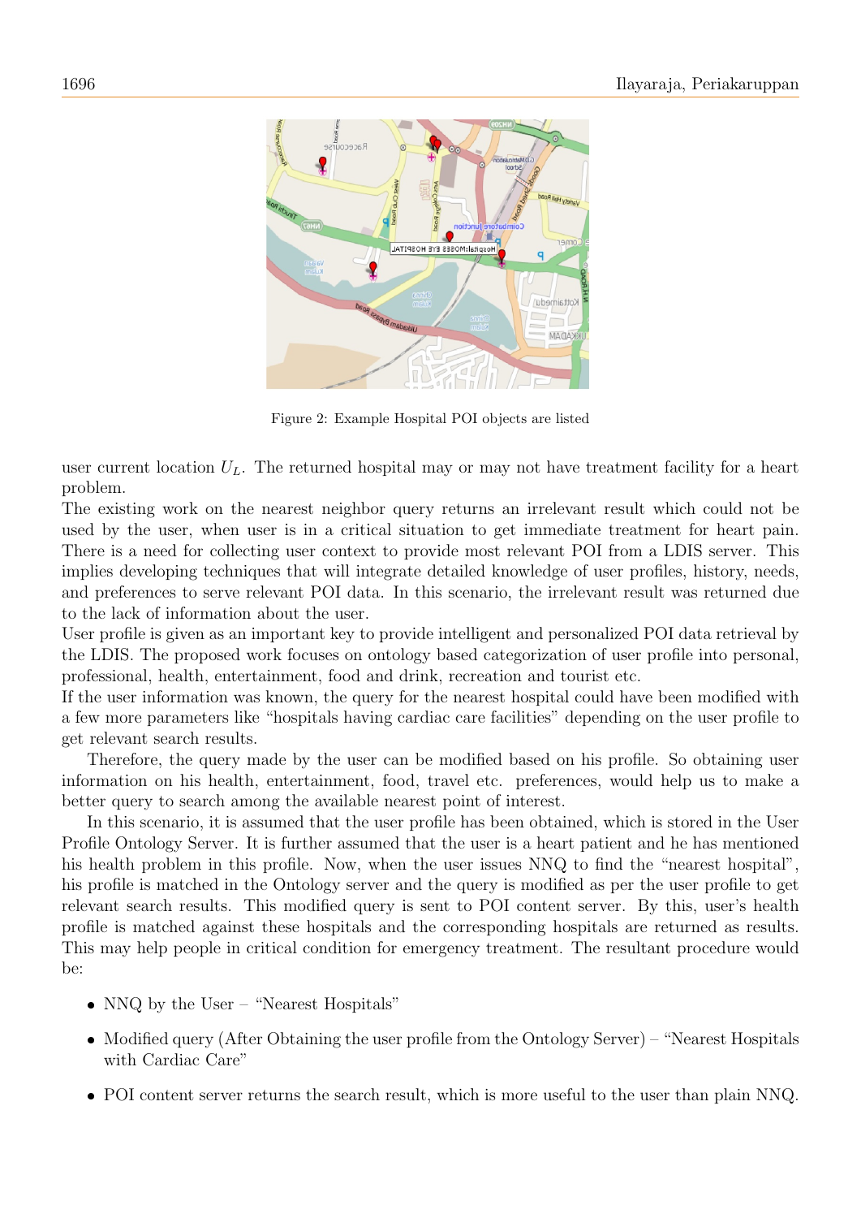Figure 2: Example Hospital POI objects are listed

user current location $U_L$. The returned hospital may or may not have treatment facility for a heart problem.

The existing work on the nearest neighbor query returns an irrelevant result which could not be used by the user, when user is in a critical situation to get immediate treatment for heart pain. There is a need for collecting user context to provide most relevant POI from a LDIS server. This implies developing techniques that will integrate detailed knowledge of user profiles, history, needs, and preferences to serve relevant POI data. In this scenario, the irrelevant result was returned due to the lack of information about the user.

User profile is given as an important key to provide intelligent and personalized POI data retrieval by the LDIS. The proposed work focuses on ontology based categorization of user profile into personal, professional, health, entertainment, food and drink, recreation and tourist etc.

If the user information was known, the query for the nearest hospital could have been modified with a few more parameters like "hospitals having cardiac care facilities" depending on the user profile to get relevant search results.

Therefore, the query made by the user can be modified based on his profile. So obtaining user information on his health, entertainment, food, travel etc. preferences, would help us to make a better query to search among the available nearest point of interest.

In this scenario, it is assumed that the user profile has been obtained, which is stored in the User Profile Ontology Server. It is further assumed that the user is a heart patient and he has mentioned his health problem in this profile. Now, when the user issues NNQ to find the "nearest hospital", his profile is matched in the Ontology server and the query is modified as per the user profile to get relevant search results. This modified query is sent to POI content server. By this, user's health profile is matched against these hospitals and the corresponding hospitals are returned as results. This may help people in critical condition for emergency treatment. The resultant procedure would be:

- NNQ by the User – "Nearest Hospitals"
- Modified query (After Obtaining the user profile from the Ontology Server) – "Nearest Hospitals with Cardiac Care"
- POI content server returns the search result, which is more useful to the user than plain NNQ.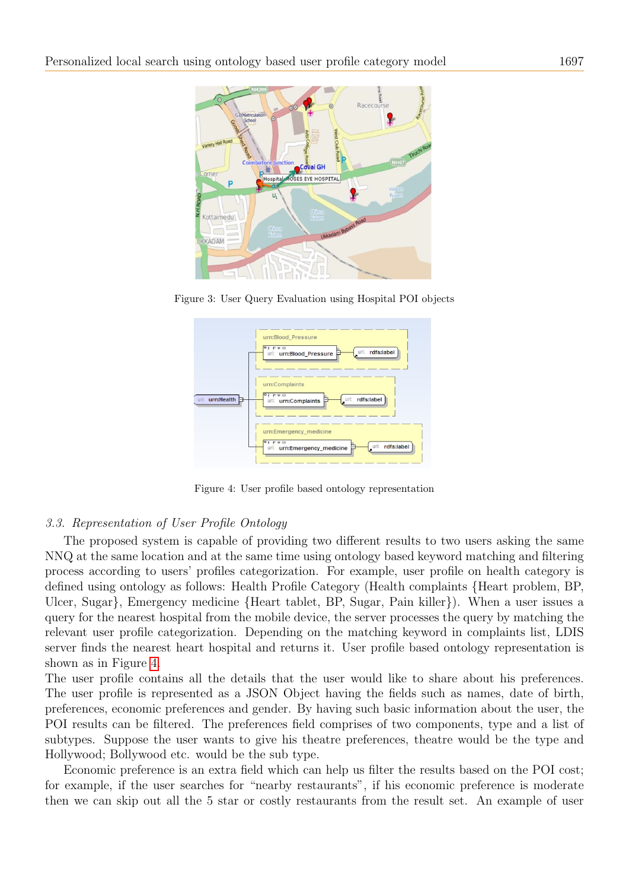Figure 3: User Query Evaluation using Hospital POI objects

Figure 4: User profile based ontology representation

### 3.3. Representation of User Profile Ontology

The proposed system is capable of providing two different results to two users asking the same NNQ at the same location and at the same time using ontology based keyword matching and filtering process according to users' profiles categorization. For example, user profile on health category is defined using ontology as follows: Health Profile Category (Health complaints {Heart problem, BP, Ulcer, Sugar}, Emergency medicine {Heart tablet, BP, Sugar, Pain killer}). When a user issues a query for the nearest hospital from the mobile device, the server processes the query by matching the relevant user profile categorization. Depending on the matching keyword in complaints list, LDIS server finds the nearest heart hospital and returns it. User profile based ontology representation is shown as in Figure 4.

The user profile contains all the details that the user would like to share about his preferences. The user profile is represented as a JSON Object having the fields such as names, date of birth, preferences, economic preferences and gender. By having such basic information about the user, the POI results can be filtered. The preferences field comprises of two components, type and a list of subtypes. Suppose the user wants to give his theatre preferences, theatre would be the type and Hollywood; Bollywood etc. would be the sub type.

Economic preference is an extra field which can help us filter the results based on the POI cost; for example, if the user searches for "nearby restaurants", if his economic preference is moderate then we can skip out all the 5 star or costly restaurants from the result set. An example of user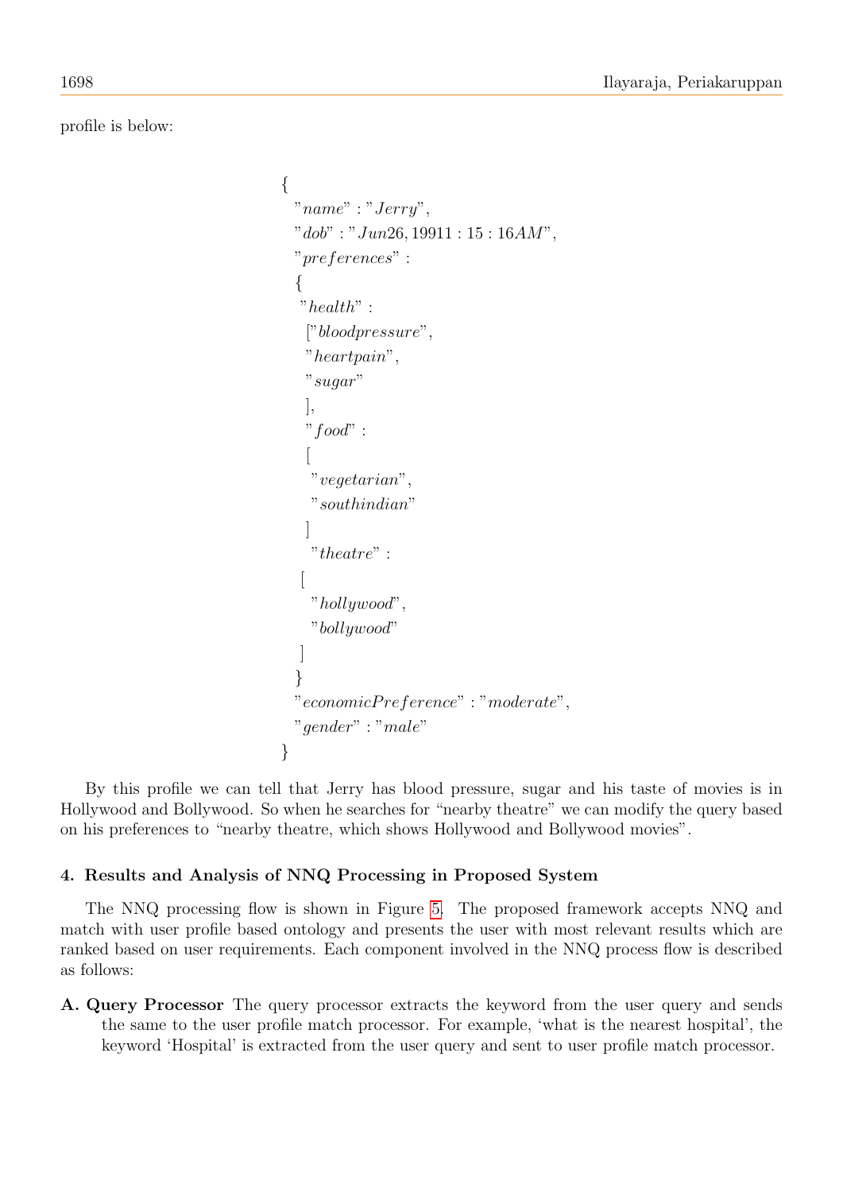profile is below:

```
{
  "name" : "Jerry",
  "dob" : "Jun26, 19911 : 15 : 16AM",
  "preferences" :
  {
   "health" :
    ["bloodpressure",
    "heartpain",
    "sugar"
    ],
    "food" :
    [
     "vegetarian",
     "southindian"
    ]
     "theatre" :
   [
     "hollywood",
     "bollywood"
   ]
  }
  "economicPreference" : "moderate",
  "gender" : "male"
}
```

By this profile we can tell that Jerry has blood pressure, sugar and his taste of movies is in Hollywood and Bollywood. So when he searches for "nearby theatre" we can modify the query based on his preferences to "nearby theatre, which shows Hollywood and Bollywood movies".

## 4. Results and Analysis of NNQ Processing in Proposed System

The NNQ processing flow is shown in Figure 5. The proposed framework accepts NNQ and match with user profile based ontology and presents the user with most relevant results which are ranked based on user requirements. Each component involved in the NNQ process flow is described as follows:

**A. Query Processor** The query processor extracts the keyword from the user query and sends the same to the user profile match processor. For example, 'what is the nearest hospital', the keyword 'Hospital' is extracted from the user query and sent to user profile match processor.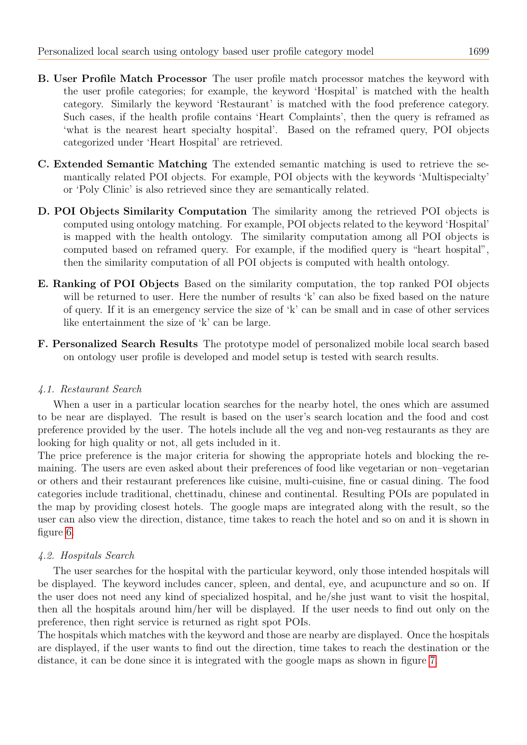**B. User Profile Match Processor** The user profile match processor matches the keyword with the user profile categories; for example, the keyword 'Hospital' is matched with the health category. Similarly the keyword 'Restaurant' is matched with the food preference category. Such cases, if the health profile contains 'Heart Complaints', then the query is reframed as 'what is the nearest heart specialty hospital'. Based on the reframed query, POI objects categorized under 'Heart Hospital' are retrieved.

**C. Extended Semantic Matching** The extended semantic matching is used to retrieve the semantically related POI objects. For example, POI objects with the keywords 'Multispecialty' or 'Poly Clinic' is also retrieved since they are semantically related.

**D. POI Objects Similarity Computation** The similarity among the retrieved POI objects is computed using ontology matching. For example, POI objects related to the keyword 'Hospital' is mapped with the health ontology. The similarity computation among all POI objects is computed based on reframed query. For example, if the modified query is "heart hospital", then the similarity computation of all POI objects is computed with health ontology.

**E. Ranking of POI Objects** Based on the similarity computation, the top ranked POI objects will be returned to user. Here the number of results 'k' can also be fixed based on the nature of query. If it is an emergency service the size of 'k' can be small and in case of other services like entertainment the size of 'k' can be large.

**F. Personalized Search Results** The prototype model of personalized mobile local search based on ontology user profile is developed and model setup is tested with search results.

### *4.1. Restaurant Search*

When a user in a particular location searches for the nearby hotel, the ones which are assumed to be near are displayed. The result is based on the user's search location and the food and cost preference provided by the user. The hotels include all the veg and non-veg restaurants as they are looking for high quality or not, all gets included in it.

The price preference is the major criteria for showing the appropriate hotels and blocking the remaining. The users are even asked about their preferences of food like vegetarian or non–vegetarian or others and their restaurant preferences like cuisine, multi-cuisine, fine or casual dining. The food categories include traditional, chettinadu, chinese and continental. Resulting POIs are populated in the map by providing closest hotels. The google maps are integrated along with the result, so the user can also view the direction, distance, time takes to reach the hotel and so on and it is shown in figure 6.

### *4.2. Hospitals Search*

The user searches for the hospital with the particular keyword, only those intended hospitals will be displayed. The keyword includes cancer, spleen, and dental, eye, and acupuncture and so on. If the user does not need any kind of specialized hospital, and he/she just want to visit the hospital, then all the hospitals around him/her will be displayed. If the user needs to find out only on the preference, then right service is returned as right spot POIs.

The hospitals which matches with the keyword and those are nearby are displayed. Once the hospitals are displayed, if the user wants to find out the direction, time takes to reach the destination or the distance, it can be done since it is integrated with the google maps as shown in figure 7.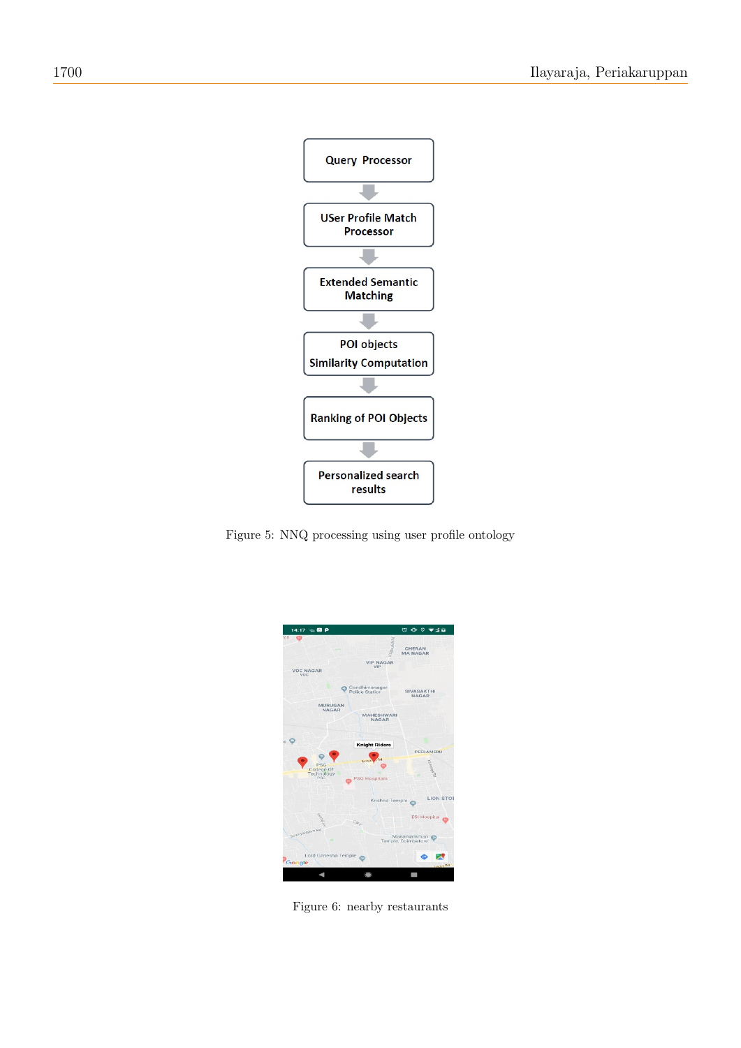Query Processor

USer Profile Match Processor

Extended Semantic Matching

POI objects Similarity Computation

Ranking of POI Objects

Personalized search results

Figure 5: NNQ processing using user profile ontology

Figure 6: nearby restaurants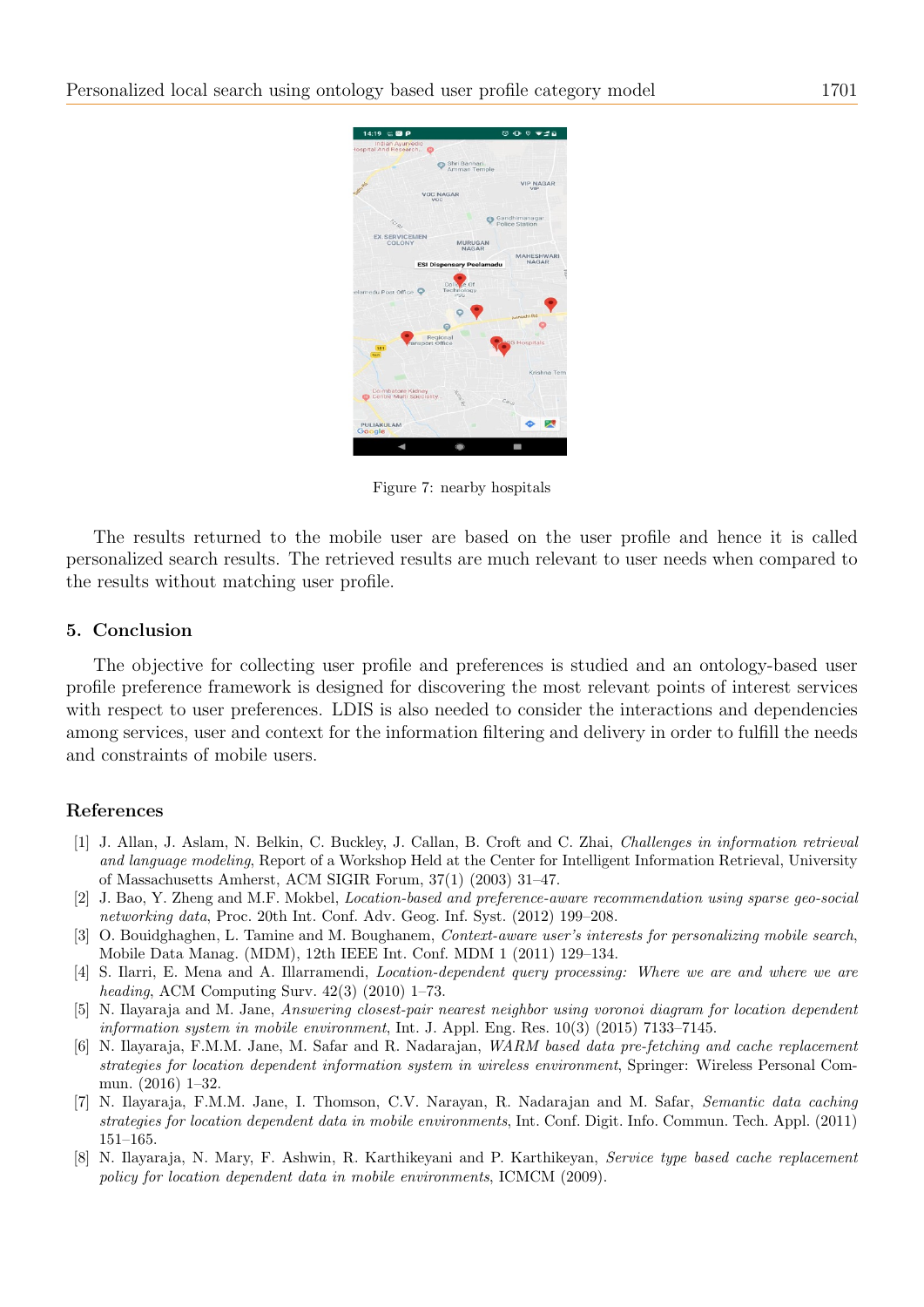Figure 7: nearby hospitals

The results returned to the mobile user are based on the user profile and hence it is called personalized search results. The retrieved results are much relevant to user needs when compared to the results without matching user profile.

## 5. Conclusion

The objective for collecting user profile and preferences is studied and an ontology-based user profile preference framework is designed for discovering the most relevant points of interest services with respect to user preferences. LDIS is also needed to consider the interactions and dependencies among services, user and context for the information filtering and delivery in order to fulfill the needs and constraints of mobile users.

## References

[1] J. Allan, J. Aslam, N. Belkin, C. Buckley, J. Callan, B. Croft and C. Zhai, *Challenges in information retrieval and language modeling*, Report of a Workshop Held at the Center for Intelligent Information Retrieval, University of Massachusetts Amherst, ACM SIGIR Forum, 37(1) (2003) 31–47.

[2] J. Bao, Y. Zheng and M.F. Mokbel, *Location-based and preference-aware recommendation using sparse geo-social networking data*, Proc. 20th Int. Conf. Adv. Geog. Inf. Syst. (2012) 199–208.

[3] O. Bouidghaghen, L. Tamine and M. Boughanem, *Context-aware user's interests for personalizing mobile search*, Mobile Data Manag. (MDM), 12th IEEE Int. Conf. MDM 1 (2011) 129–134.

[4] S. Ilarri, E. Mena and A. Illarramendi, *Location-dependent query processing: Where we are and where we are heading*, ACM Computing Surv. 42(3) (2010) 1–73.

[5] N. Ilayaraja and M. Jane, *Answering closest-pair nearest neighbor using voronoi diagram for location dependent information system in mobile environment*, Int. J. Appl. Eng. Res. 10(3) (2015) 7133–7145.

[6] N. Ilayaraja, F.M.M. Jane, M. Safar and R. Nadarajan, *WARM based data pre-fetching and cache replacement strategies for location dependent information system in wireless environment*, Springer: Wireless Personal Commun. (2016) 1–32.

[7] N. Ilayaraja, F.M.M. Jane, I. Thomson, C.V. Narayan, R. Nadarajan and M. Safar, *Semantic data caching strategies for location dependent data in mobile environments*, Int. Conf. Digit. Info. Commun. Tech. Appl. (2011) 151–165.

[8] N. Ilayaraja, N. Mary, F. Ashwin, R. Karthikeyani and P. Karthikeyan, *Service type based cache replacement policy for location dependent data in mobile environments*, ICMCM (2009).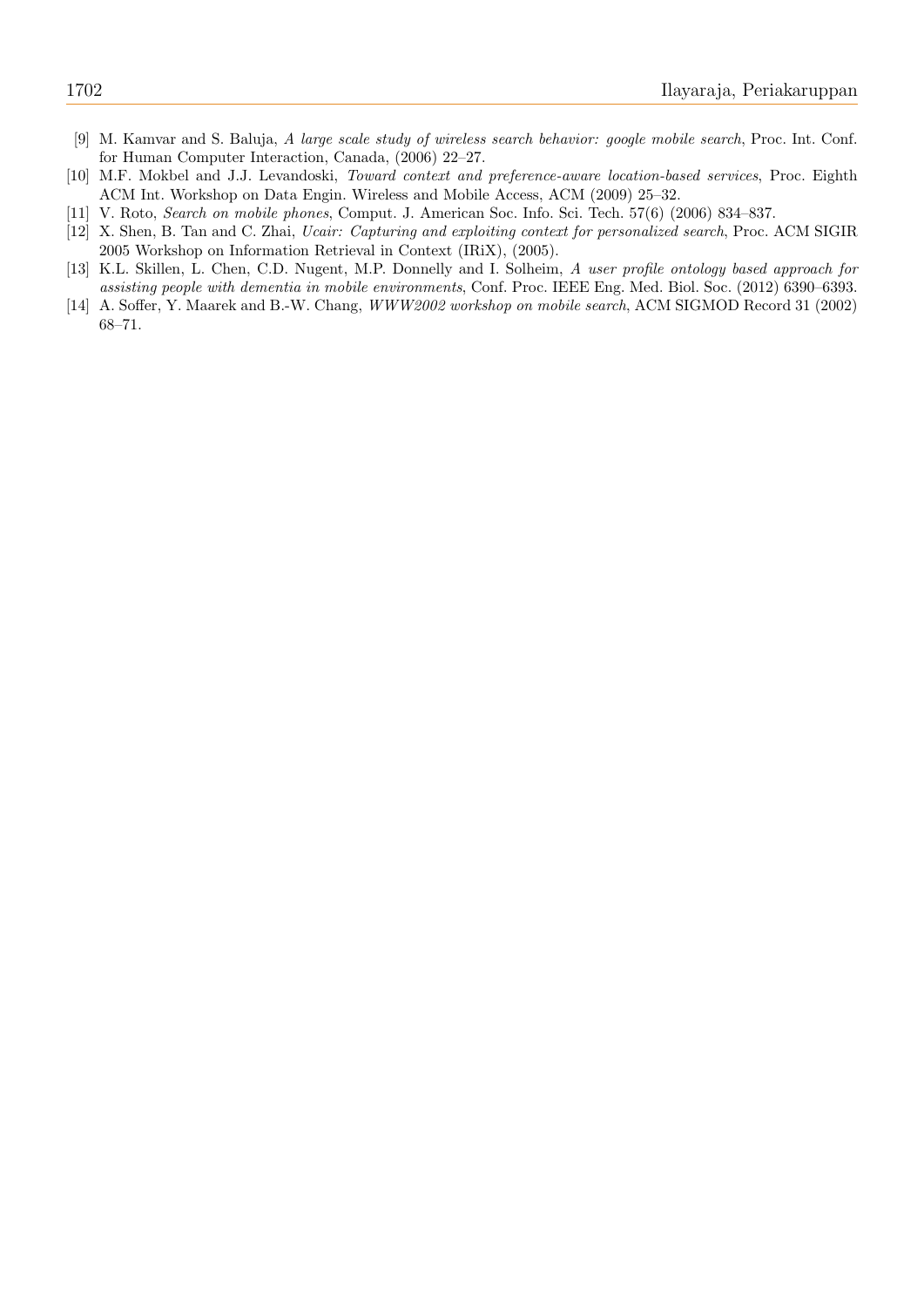[9] M. Kamvar and S. Baluja, *A large scale study of wireless search behavior: google mobile search*, Proc. Int. Conf. for Human Computer Interaction, Canada, (2006) 22–27.

[10] M.F. Mokbel and J.J. Levandoski, *Toward context and preference-aware location-based services*, Proc. Eighth ACM Int. Workshop on Data Engin. Wireless and Mobile Access, ACM (2009) 25–32.

[11] V. Roto, *Search on mobile phones*, Comput. J. American Soc. Info. Sci. Tech. 57(6) (2006) 834–837.

[12] X. Shen, B. Tan and C. Zhai, *Ucair: Capturing and exploiting context for personalized search*, Proc. ACM SIGIR 2005 Workshop on Information Retrieval in Context (IRiX), (2005).

[13] K.L. Skillen, L. Chen, C.D. Nugent, M.P. Donnelly and I. Solheim, *A user profile ontology based approach for assisting people with dementia in mobile environments*, Conf. Proc. IEEE Eng. Med. Biol. Soc. (2012) 6390–6393.

[14] A. Soffer, Y. Maarek and B.-W. Chang, *WWW2002 workshop on mobile search*, ACM SIGMOD Record 31 (2002) 68–71.